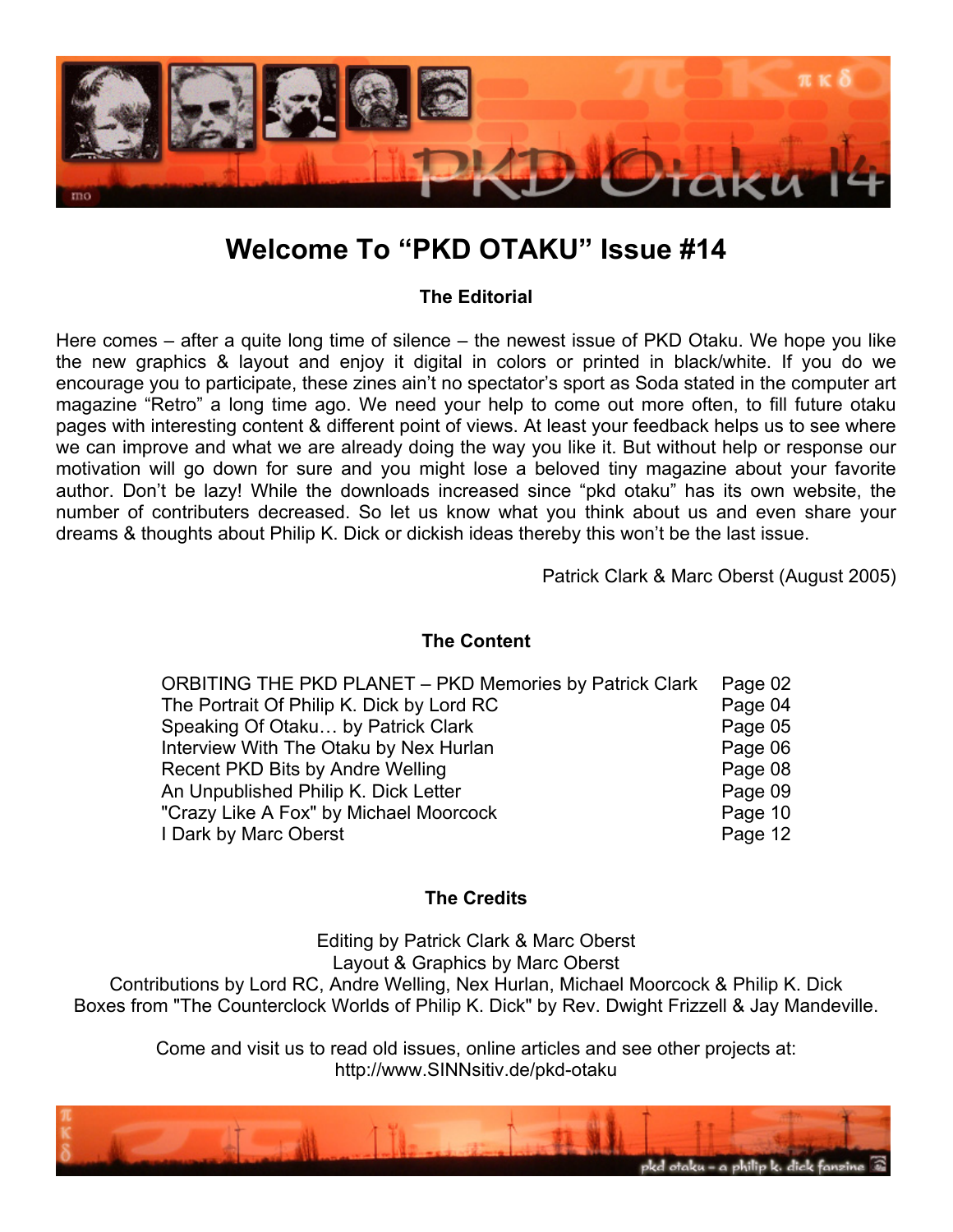# Welcome To "PKD OTAKU" Issue #14

### The Editorial

Here comes – after a quite long time of silence – the newest issue of PKD Otaku. We hope you like the new graphics & layout and enjoy it digital in colors or printed in black/white. If you do we encourage you to participate, these zines ain't no spectator's sport as Soda stated in the computer art magazine "Retro" a long time ago. We need your help to come out more often, to fill future otaku pages with interesting content & different point of views. At least your feedback helps us to see where we can improve and what we are already doing the way you like it. But without help or response our motivation will go down for sure and you might lose a beloved tiny magazine about your favorite author. Don't be lazy! While the downloads increased since "pkd otaku" has its own website, the number of contributers decreased. So let us know what you think about us and even share your dreams & thoughts about Philip K. Dick or dickish ideas thereby this won't be the last issue.

Patrick Clark & Marc Oberst (August 2005)

### The Content

| | |
|---|---|
| ORBITING THE PKD PLANET – PKD Memories by Patrick Clark | Page 02 |
| The Portrait Of Philip K. Dick by Lord RC | Page 04 |
| Speaking Of Otaku… by Patrick Clark | Page 05 |
| Interview With The Otaku by Nex Hurlan | Page 06 |
| Recent PKD Bits by Andre Welling | Page 08 |
| An Unpublished Philip K. Dick Letter | Page 09 |
| "Crazy Like A Fox" by Michael Moorcock | Page 10 |
| I Dark by Marc Oberst | Page 12 |

### The Credits

Editing by Patrick Clark & Marc Oberst
Layout & Graphics by Marc Oberst
Contributions by Lord RC, Andre Welling, Nex Hurlan, Michael Moorcock & Philip K. Dick
Boxes from "The Counterclock Worlds of Philip K. Dick" by Rev. Dwight Frizzell & Jay Mandeville.

Come and visit us to read old issues, online articles and see other projects at:
http://www.SINNsitiv.de/pkd-otaku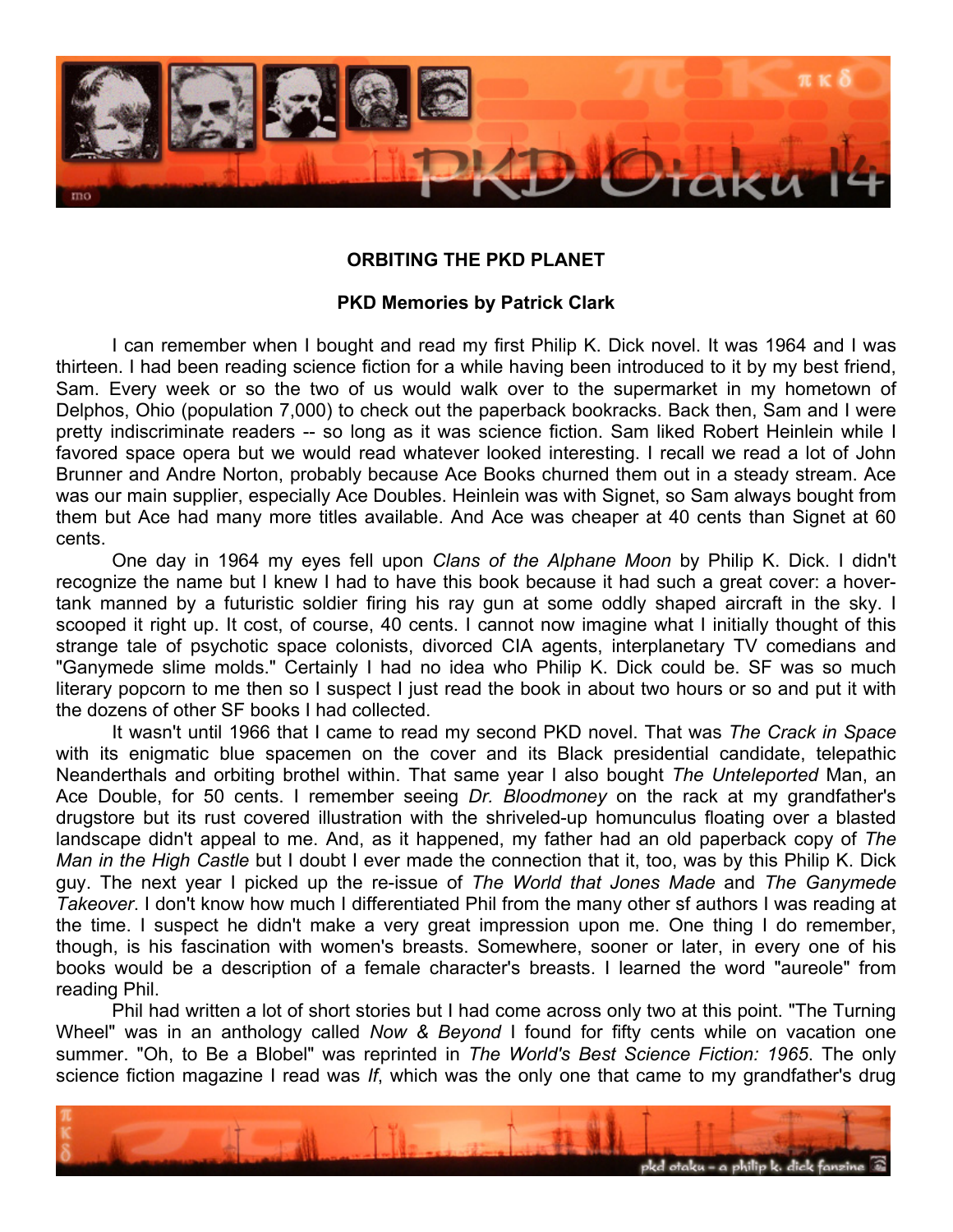**ORBITING THE PKD PLANET**

**PKD Memories by Patrick Clark**

I can remember when I bought and read my first Philip K. Dick novel. It was 1964 and I was thirteen. I had been reading science fiction for a while having been introduced to it by my best friend, Sam. Every week or so the two of us would walk over to the supermarket in my hometown of Delphos, Ohio (population 7,000) to check out the paperback bookracks. Back then, Sam and I were pretty indiscriminate readers -- so long as it was science fiction. Sam liked Robert Heinlein while I favored space opera but we would read whatever looked interesting. I recall we read a lot of John Brunner and Andre Norton, probably because Ace Books churned them out in a steady stream. Ace was our main supplier, especially Ace Doubles. Heinlein was with Signet, so Sam always bought from them but Ace had many more titles available. And Ace was cheaper at 40 cents than Signet at 60 cents.

One day in 1964 my eyes fell upon *Clans of the Alphane Moon* by Philip K. Dick. I didn't recognize the name but I knew I had to have this book because it had such a great cover: a hover-tank manned by a futuristic soldier firing his ray gun at some oddly shaped aircraft in the sky. I scooped it right up. It cost, of course, 40 cents. I cannot now imagine what I initially thought of this strange tale of psychotic space colonists, divorced CIA agents, interplanetary TV comedians and "Ganymede slime molds." Certainly I had no idea who Philip K. Dick could be. SF was so much literary popcorn to me then so I suspect I just read the book in about two hours or so and put it with the dozens of other SF books I had collected.

It wasn't until 1966 that I came to read my second PKD novel. That was *The Crack in Space* with its enigmatic blue spacemen on the cover and its Black presidential candidate, telepathic Neanderthals and orbiting brothel within. That same year I also bought *The Unteleported* Man, an Ace Double, for 50 cents. I remember seeing *Dr. Bloodmoney* on the rack at my grandfather's drugstore but its rust covered illustration with the shriveled-up homunculus floating over a blasted landscape didn't appeal to me. And, as it happened, my father had an old paperback copy of *The Man in the High Castle* but I doubt I ever made the connection that it, too, was by this Philip K. Dick guy. The next year I picked up the re-issue of *The World that Jones Made* and *The Ganymede Takeover*. I don't know how much I differentiated Phil from the many other sf authors I was reading at the time. I suspect he didn't make a very great impression upon me. One thing I do remember, though, is his fascination with women's breasts. Somewhere, sooner or later, in every one of his books would be a description of a female character's breasts. I learned the word "aureole" from reading Phil.

Phil had written a lot of short stories but I had come across only two at this point. "The Turning Wheel" was in an anthology called *Now & Beyond* I found for fifty cents while on vacation one summer. "Oh, to Be a Blobel" was reprinted in *The World's Best Science Fiction: 1965*. The only science fiction magazine I read was *If*, which was the only one that came to my grandfather's drug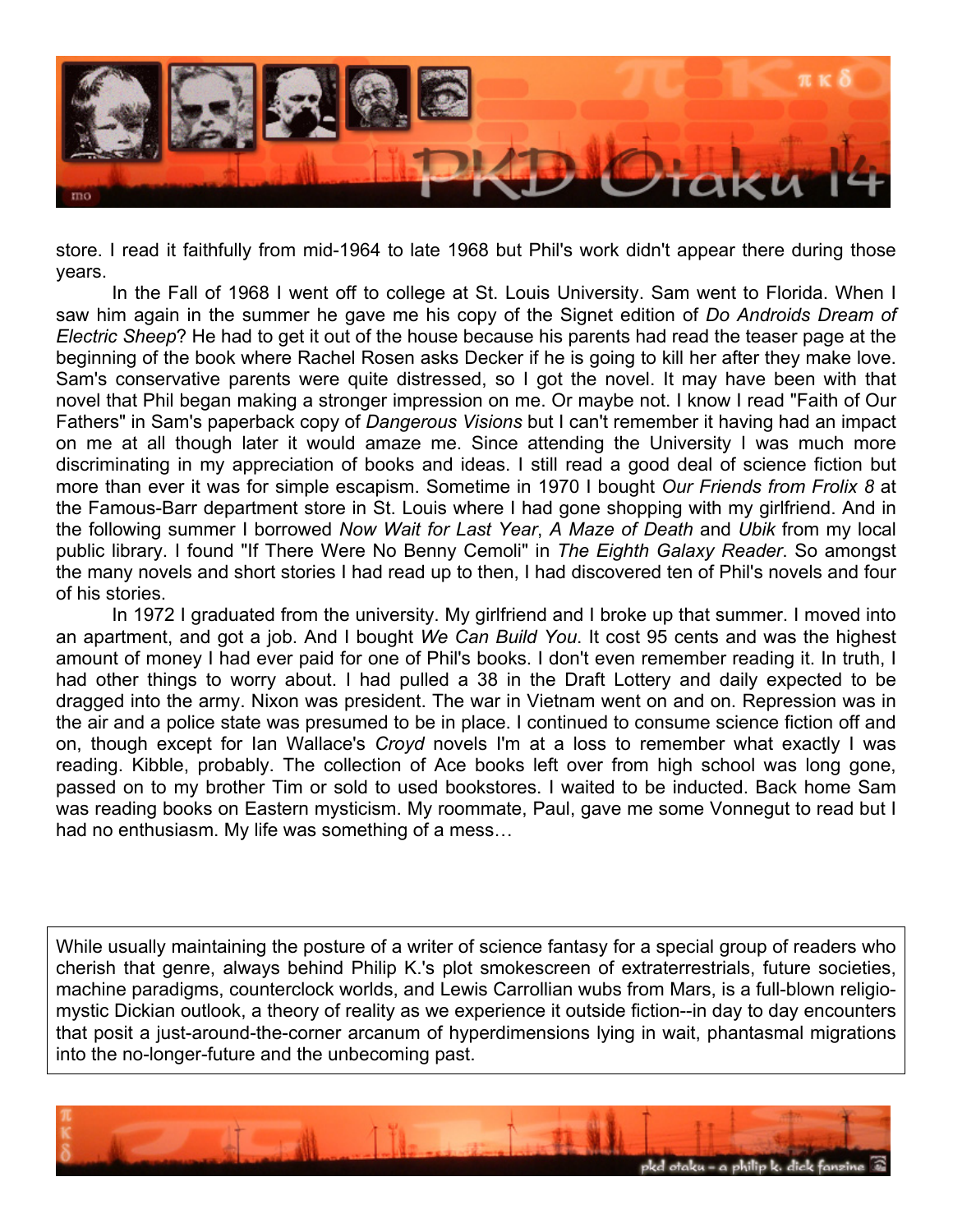store. I read it faithfully from mid-1964 to late 1968 but Phil's work didn't appear there during those years.

In the Fall of 1968 I went off to college at St. Louis University. Sam went to Florida. When I saw him again in the summer he gave me his copy of the Signet edition of *Do Androids Dream of Electric Sheep*? He had to get it out of the house because his parents had read the teaser page at the beginning of the book where Rachel Rosen asks Decker if he is going to kill her after they make love. Sam's conservative parents were quite distressed, so I got the novel. It may have been with that novel that Phil began making a stronger impression on me. Or maybe not. I know I read "Faith of Our Fathers" in Sam's paperback copy of *Dangerous Visions* but I can't remember it having had an impact on me at all though later it would amaze me. Since attending the University I was much more discriminating in my appreciation of books and ideas. I still read a good deal of science fiction but more than ever it was for simple escapism. Sometime in 1970 I bought *Our Friends from Frolix 8* at the Famous-Barr department store in St. Louis where I had gone shopping with my girlfriend. And in the following summer I borrowed *Now Wait for Last Year*, *A Maze of Death* and *Ubik* from my local public library. I found "If There Were No Benny Cemoli" in *The Eighth Galaxy Reader*. So amongst the many novels and short stories I had read up to then, I had discovered ten of Phil's novels and four of his stories.

In 1972 I graduated from the university. My girlfriend and I broke up that summer. I moved into an apartment, and got a job. And I bought *We Can Build You*. It cost 95 cents and was the highest amount of money I had ever paid for one of Phil's books. I don't even remember reading it. In truth, I had other things to worry about. I had pulled a 38 in the Draft Lottery and daily expected to be dragged into the army. Nixon was president. The war in Vietnam went on and on. Repression was in the air and a police state was presumed to be in place. I continued to consume science fiction off and on, though except for Ian Wallace's *Croyd* novels I'm at a loss to remember what exactly I was reading. Kibble, probably. The collection of Ace books left over from high school was long gone, passed on to my brother Tim or sold to used bookstores. I waited to be inducted. Back home Sam was reading books on Eastern mysticism. My roommate, Paul, gave me some Vonnegut to read but I had no enthusiasm. My life was something of a mess…

> While usually maintaining the posture of a writer of science fantasy for a special group of readers who cherish that genre, always behind Philip K.'s plot smokescreen of extraterrestrials, future societies, machine paradigms, counterclock worlds, and Lewis Carrollian wubs from Mars, is a full-blown religio-mystic Dickian outlook, a theory of reality as we experience it outside fiction--in day to day encounters that posit a just-around-the-corner arcanum of hyperdimensions lying in wait, phantasmal migrations into the no-longer-future and the unbecoming past.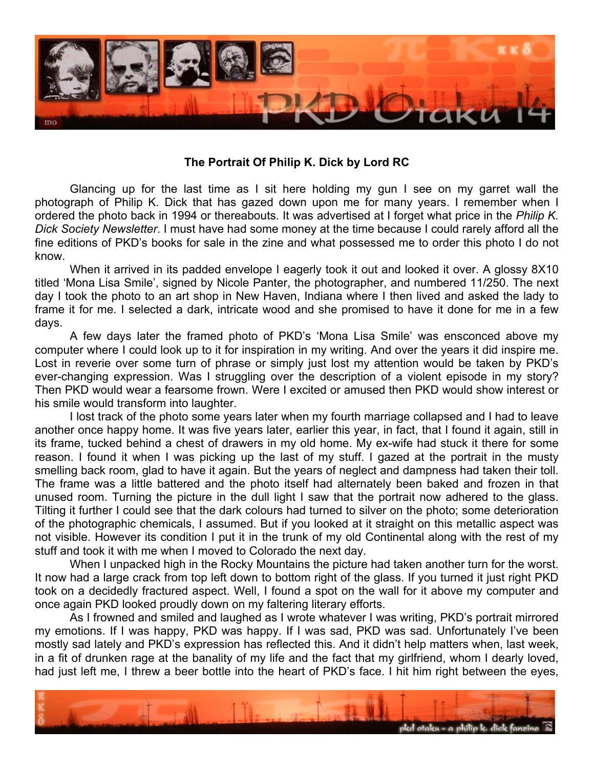**The Portrait Of Philip K. Dick by Lord RC**

Glancing up for the last time as I sit here holding my gun I see on my garret wall the photograph of Philip K. Dick that has gazed down upon me for many years. I remember when I ordered the photo back in 1994 or thereabouts. It was advertised at I forget what price in the *Philip K. Dick Society Newsletter*. I must have had some money at the time because I could rarely afford all the fine editions of PKD's books for sale in the zine and what possessed me to order this photo I do not know.

When it arrived in its padded envelope I eagerly took it out and looked it over. A glossy 8X10 titled 'Mona Lisa Smile', signed by Nicole Panter, the photographer, and numbered 11/250. The next day I took the photo to an art shop in New Haven, Indiana where I then lived and asked the lady to frame it for me. I selected a dark, intricate wood and she promised to have it done for me in a few days.

A few days later the framed photo of PKD's 'Mona Lisa Smile' was ensconced above my computer where I could look up to it for inspiration in my writing. And over the years it did inspire me. Lost in reverie over some turn of phrase or simply just lost my attention would be taken by PKD's ever-changing expression. Was I struggling over the description of a violent episode in my story? Then PKD would wear a fearsome frown. Were I excited or amused then PKD would show interest or his smile would transform into laughter.

I lost track of the photo some years later when my fourth marriage collapsed and I had to leave another once happy home. It was five years later, earlier this year, in fact, that I found it again, still in its frame, tucked behind a chest of drawers in my old home. My ex-wife had stuck it there for some reason. I found it when I was picking up the last of my stuff. I gazed at the portrait in the musty smelling back room, glad to have it again. But the years of neglect and dampness had taken their toll. The frame was a little battered and the photo itself had alternately been baked and frozen in that unused room. Turning the picture in the dull light I saw that the portrait now adhered to the glass. Tilting it further I could see that the dark colours had turned to silver on the photo; some deterioration of the photographic chemicals, I assumed. But if you looked at it straight on this metallic aspect was not visible. However its condition I put it in the trunk of my old Continental along with the rest of my stuff and took it with me when I moved to Colorado the next day.

When I unpacked high in the Rocky Mountains the picture had taken another turn for the worst. It now had a large crack from top left down to bottom right of the glass. If you turned it just right PKD took on a decidedly fractured aspect. Well, I found a spot on the wall for it above my computer and once again PKD looked proudly down on my faltering literary efforts.

As I frowned and smiled and laughed as I wrote whatever I was writing, PKD's portrait mirrored my emotions. If I was happy, PKD was happy. If I was sad, PKD was sad. Unfortunately I've been mostly sad lately and PKD's expression has reflected this. And it didn't help matters when, last week, in a fit of drunken rage at the banality of my life and the fact that my girlfriend, whom I dearly loved, had just left me, I threw a beer bottle into the heart of PKD's face. I hit him right between the eyes,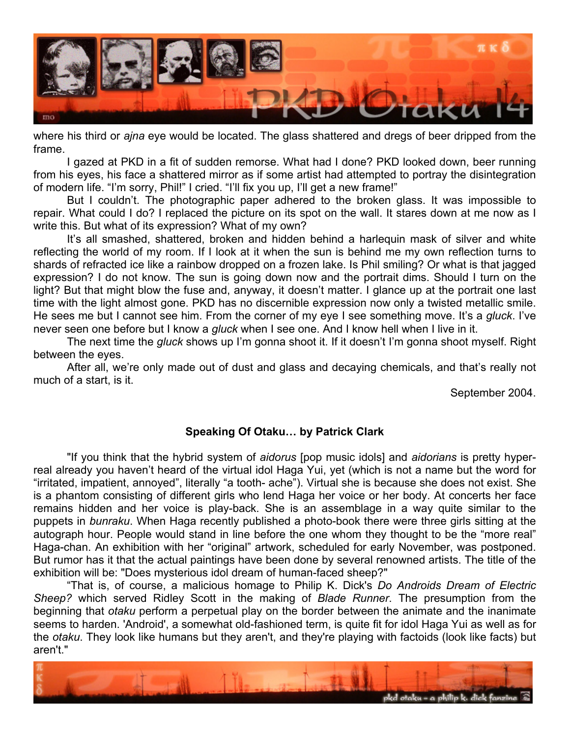where his third or *ajna* eye would be located. The glass shattered and dregs of beer dripped from the frame.

I gazed at PKD in a fit of sudden remorse. What had I done? PKD looked down, beer running from his eyes, his face a shattered mirror as if some artist had attempted to portray the disintegration of modern life. "I'm sorry, Phil!" I cried. "I'll fix you up, I'll get a new frame!"

But I couldn't. The photographic paper adhered to the broken glass. It was impossible to repair. What could I do? I replaced the picture on its spot on the wall. It stares down at me now as I write this. But what of its expression? What of my own?

It's all smashed, shattered, broken and hidden behind a harlequin mask of silver and white reflecting the world of my room. If I look at it when the sun is behind me my own reflection turns to shards of refracted ice like a rainbow dropped on a frozen lake. Is Phil smiling? Or what is that jagged expression? I do not know. The sun is going down now and the portrait dims. Should I turn on the light? But that might blow the fuse and, anyway, it doesn't matter. I glance up at the portrait one last time with the light almost gone. PKD has no discernible expression now only a twisted metallic smile. He sees me but I cannot see him. From the corner of my eye I see something move. It's a *gluck*. I've never seen one before but I know a *gluck* when I see one. And I know hell when I live in it.

The next time the *gluck* shows up I'm gonna shoot it. If it doesn't I'm gonna shoot myself. Right between the eyes.

After all, we're only made out of dust and glass and decaying chemicals, and that's really not much of a start, is it.

September 2004.

### Speaking Of Otaku… by Patrick Clark

"If you think that the hybrid system of *aidorus* [pop music idols] and *aidorians* is pretty hyper-real already you haven't heard of the virtual idol Haga Yui, yet (which is not a name but the word for "irritated, impatient, annoyed", literally "a tooth- ache"). Virtual she is because she does not exist. She is a phantom consisting of different girls who lend Haga her voice or her body. At concerts her face remains hidden and her voice is play-back. She is an assemblage in a way quite similar to the puppets in *bunraku*. When Haga recently published a photo-book there were three girls sitting at the autograph hour. People would stand in line before the one whom they thought to be the "more real" Haga-chan. An exhibition with her "original" artwork, scheduled for early November, was postponed. But rumor has it that the actual paintings have been done by several renowned artists. The title of the exhibition will be: "Does mysterious idol dream of human-faced sheep?"

"That is, of course, a malicious homage to Philip K. Dick's *Do Androids Dream of Electric Sheep?* which served Ridley Scott in the making of *Blade Runner*. The presumption from the beginning that *otaku* perform a perpetual play on the border between the animate and the inanimate seems to harden. 'Android', a somewhat old-fashioned term, is quite fit for idol Haga Yui as well as for the *otaku*. They look like humans but they aren't, and they're playing with factoids (look like facts) but aren't."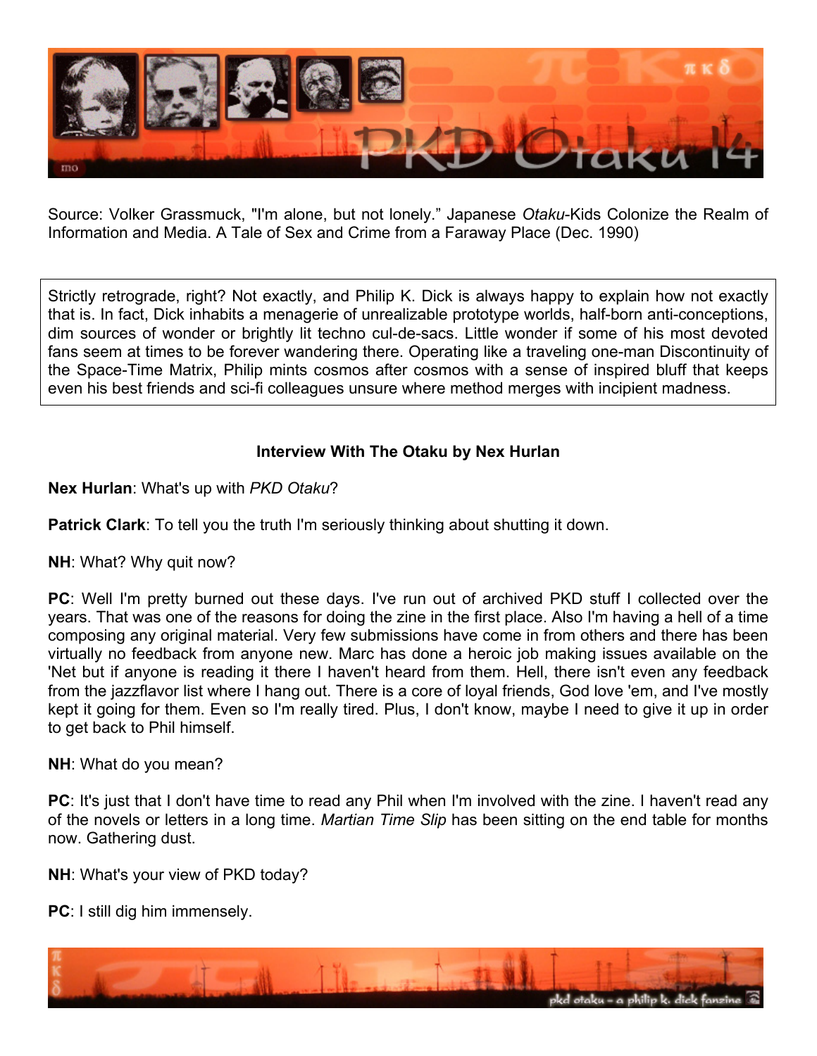Source: Volker Grassmuck, "I'm alone, but not lonely." Japanese *Otaku*-Kids Colonize the Realm of Information and Media. A Tale of Sex and Crime from a Faraway Place (Dec. 1990)

Strictly retrograde, right? Not exactly, and Philip K. Dick is always happy to explain how not exactly that is. In fact, Dick inhabits a menagerie of unrealizable prototype worlds, half-born anti-conceptions, dim sources of wonder or brightly lit techno cul-de-sacs. Little wonder if some of his most devoted fans seem at times to be forever wandering there. Operating like a traveling one-man Discontinuity of the Space-Time Matrix, Philip mints cosmos after cosmos with a sense of inspired bluff that keeps even his best friends and sci-fi colleagues unsure where method merges with incipient madness.

**Interview With The Otaku by Nex Hurlan**

**Nex Hurlan**: What's up with *PKD Otaku*?

**Patrick Clark**: To tell you the truth I'm seriously thinking about shutting it down.

**NH**: What? Why quit now?

**PC**: Well I'm pretty burned out these days. I've run out of archived PKD stuff I collected over the years. That was one of the reasons for doing the zine in the first place. Also I'm having a hell of a time composing any original material. Very few submissions have come in from others and there has been virtually no feedback from anyone new. Marc has done a heroic job making issues available on the 'Net but if anyone is reading it there I haven't heard from them. Hell, there isn't even any feedback from the jazzflavor list where I hang out. There is a core of loyal friends, God love 'em, and I've mostly kept it going for them. Even so I'm really tired. Plus, I don't know, maybe I need to give it up in order to get back to Phil himself.

**NH**: What do you mean?

**PC**: It's just that I don't have time to read any Phil when I'm involved with the zine. I haven't read any of the novels or letters in a long time. *Martian Time Slip* has been sitting on the end table for months now. Gathering dust.

**NH**: What's your view of PKD today?

**PC**: I still dig him immensely.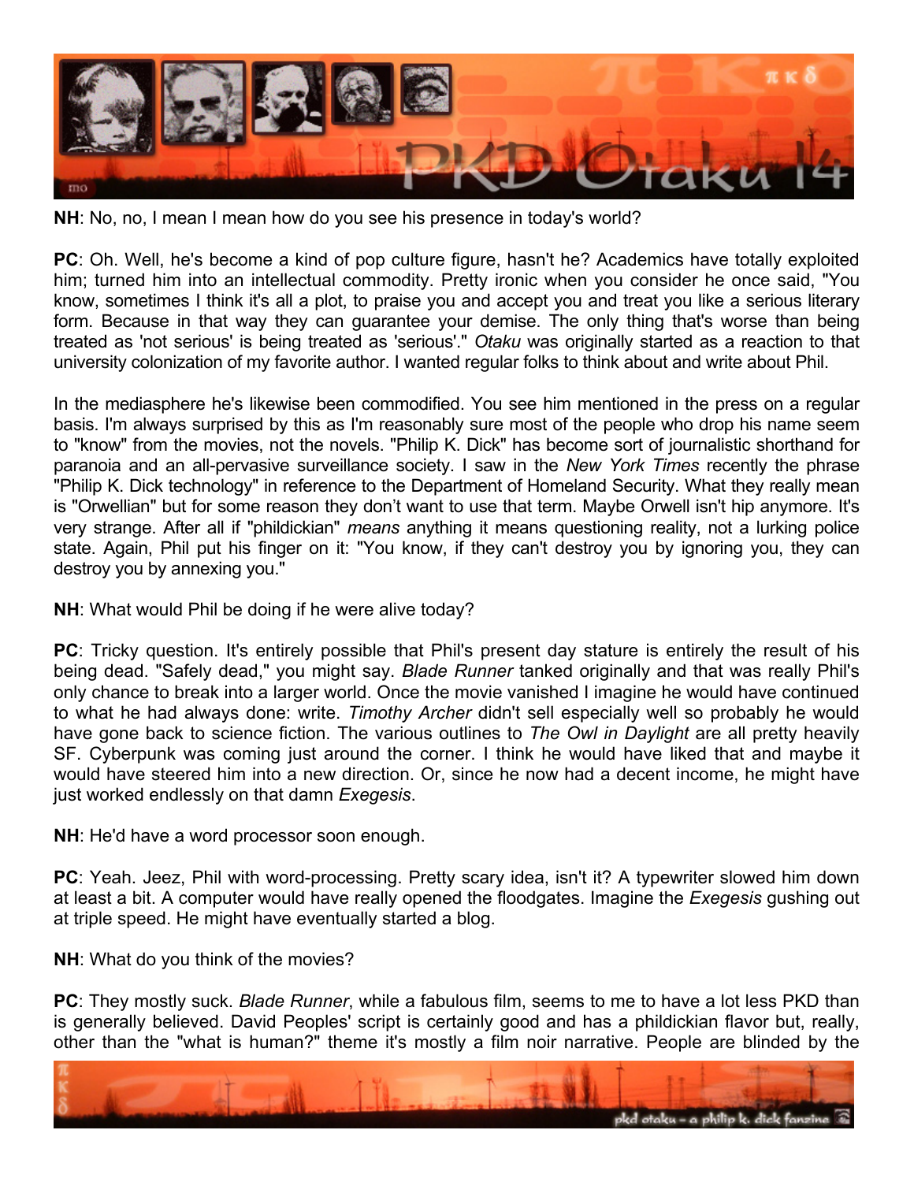**NH**: No, no, I mean I mean how do you see his presence in today's world?

**PC**: Oh. Well, he's become a kind of pop culture figure, hasn't he? Academics have totally exploited him; turned him into an intellectual commodity. Pretty ironic when you consider he once said, "You know, sometimes I think it's all a plot, to praise you and accept you and treat you like a serious literary form. Because in that way they can guarantee your demise. The only thing that's worse than being treated as 'not serious' is being treated as 'serious'." *Otaku* was originally started as a reaction to that university colonization of my favorite author. I wanted regular folks to think about and write about Phil.

In the mediasphere he's likewise been commodified. You see him mentioned in the press on a regular basis. I'm always surprised by this as I'm reasonably sure most of the people who drop his name seem to "know" from the movies, not the novels. "Philip K. Dick" has become sort of journalistic shorthand for paranoia and an all-pervasive surveillance society. I saw in the *New York Times* recently the phrase "Philip K. Dick technology" in reference to the Department of Homeland Security. What they really mean is "Orwellian" but for some reason they don't want to use that term. Maybe Orwell isn't hip anymore. It's very strange. After all if "phildickian" *means* anything it means questioning reality, not a lurking police state. Again, Phil put his finger on it: "You know, if they can't destroy you by ignoring you, they can destroy you by annexing you."

**NH**: What would Phil be doing if he were alive today?

**PC**: Tricky question. It's entirely possible that Phil's present day stature is entirely the result of his being dead. "Safely dead," you might say. *Blade Runner* tanked originally and that was really Phil's only chance to break into a larger world. Once the movie vanished I imagine he would have continued to what he had always done: write. *Timothy Archer* didn't sell especially well so probably he would have gone back to science fiction. The various outlines to *The Owl in Daylight* are all pretty heavily SF. Cyberpunk was coming just around the corner. I think he would have liked that and maybe it would have steered him into a new direction. Or, since he now had a decent income, he might have just worked endlessly on that damn *Exegesis*.

**NH**: He'd have a word processor soon enough.

**PC**: Yeah. Jeez, Phil with word-processing. Pretty scary idea, isn't it? A typewriter slowed him down at least a bit. A computer would have really opened the floodgates. Imagine the *Exegesis* gushing out at triple speed. He might have eventually started a blog.

**NH**: What do you think of the movies?

**PC**: They mostly suck. *Blade Runner*, while a fabulous film, seems to me to have a lot less PKD than is generally believed. David Peoples' script is certainly good and has a phildickian flavor but, really, other than the "what is human?" theme it's mostly a film noir narrative. People are blinded by the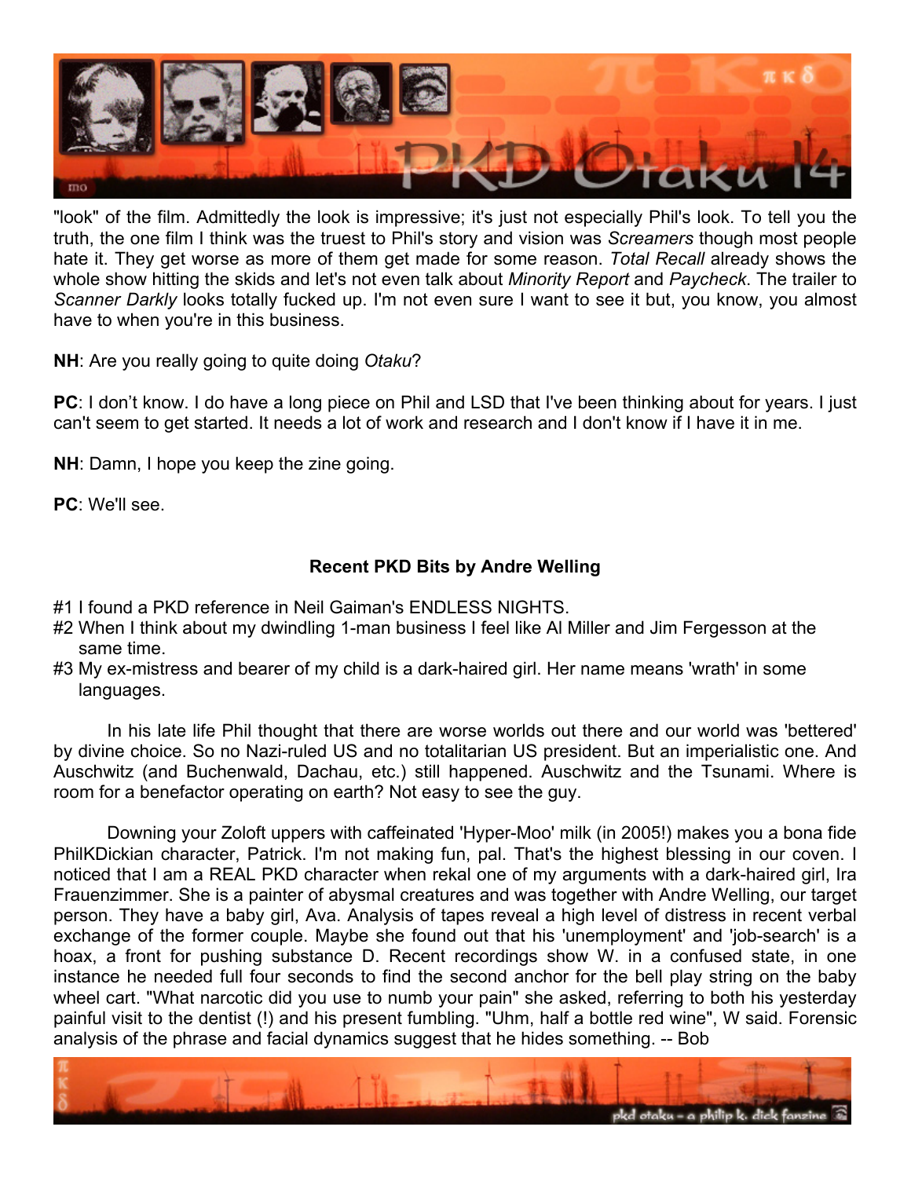"look" of the film. Admittedly the look is impressive; it's just not especially Phil's look. To tell you the truth, the one film I think was the truest to Phil's story and vision was *Screamers* though most people hate it. They get worse as more of them get made for some reason. *Total Recall* already shows the whole show hitting the skids and let's not even talk about *Minority Report* and *Paycheck*. The trailer to *Scanner Darkly* looks totally fucked up. I'm not even sure I want to see it but, you know, you almost have to when you're in this business.

**NH**: Are you really going to quite doing *Otaku*?

**PC**: I don't know. I do have a long piece on Phil and LSD that I've been thinking about for years. I just can't seem to get started. It needs a lot of work and research and I don't know if I have it in me.

**NH**: Damn, I hope you keep the zine going.

**PC**: We'll see.

### Recent PKD Bits by Andre Welling

#1 I found a PKD reference in Neil Gaiman's ENDLESS NIGHTS.
#2 When I think about my dwindling 1-man business I feel like Al Miller and Jim Fergesson at the same time.
#3 My ex-mistress and bearer of my child is a dark-haired girl. Her name means 'wrath' in some languages.

In his late life Phil thought that there are worse worlds out there and our world was 'bettered' by divine choice. So no Nazi-ruled US and no totalitarian US president. But an imperialistic one. And Auschwitz (and Buchenwald, Dachau, etc.) still happened. Auschwitz and the Tsunami. Where is room for a benefactor operating on earth? Not easy to see the guy.

Downing your Zoloft uppers with caffeinated 'Hyper-Moo' milk (in 2005!) makes you a bona fide PhilKDickian character, Patrick. I'm not making fun, pal. That's the highest blessing in our coven. I noticed that I am a REAL PKD character when rekal one of my arguments with a dark-haired girl, Ira Frauenzimmer. She is a painter of abysmal creatures and was together with Andre Welling, our target person. They have a baby girl, Ava. Analysis of tapes reveal a high level of distress in recent verbal exchange of the former couple. Maybe she found out that his 'unemployment' and 'job-search' is a hoax, a front for pushing substance D. Recent recordings show W. in a confused state, in one instance he needed full four seconds to find the second anchor for the bell play string on the baby wheel cart. "What narcotic did you use to numb your pain" she asked, referring to both his yesterday painful visit to the dentist (!) and his present fumbling. "Uhm, half a bottle red wine", W said. Forensic analysis of the phrase and facial dynamics suggest that he hides something. -- Bob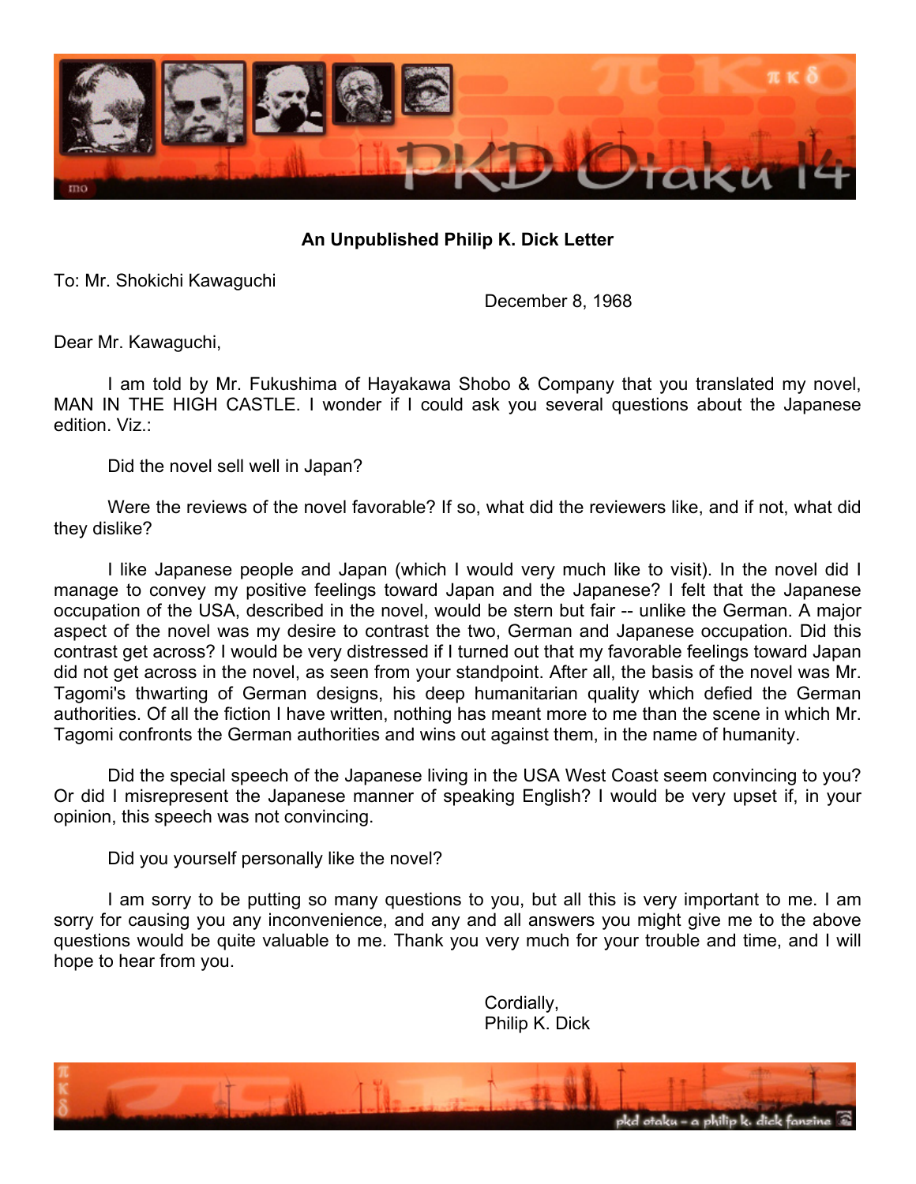## An Unpublished Philip K. Dick Letter

To: Mr. Shokichi Kawaguchi

December 8, 1968

Dear Mr. Kawaguchi,

I am told by Mr. Fukushima of Hayakawa Shobo & Company that you translated my novel, MAN IN THE HIGH CASTLE. I wonder if I could ask you several questions about the Japanese edition. Viz.:

Did the novel sell well in Japan?

Were the reviews of the novel favorable? If so, what did the reviewers like, and if not, what did they dislike?

I like Japanese people and Japan (which I would very much like to visit). In the novel did I manage to convey my positive feelings toward Japan and the Japanese? I felt that the Japanese occupation of the USA, described in the novel, would be stern but fair -- unlike the German. A major aspect of the novel was my desire to contrast the two, German and Japanese occupation. Did this contrast get across? I would be very distressed if I turned out that my favorable feelings toward Japan did not get across in the novel, as seen from your standpoint. After all, the basis of the novel was Mr. Tagomi's thwarting of German designs, his deep humanitarian quality which defied the German authorities. Of all the fiction I have written, nothing has meant more to me than the scene in which Mr. Tagomi confronts the German authorities and wins out against them, in the name of humanity.

Did the special speech of the Japanese living in the USA West Coast seem convincing to you? Or did I misrepresent the Japanese manner of speaking English? I would be very upset if, in your opinion, this speech was not convincing.

Did you yourself personally like the novel?

I am sorry to be putting so many questions to you, but all this is very important to me. I am sorry for causing you any inconvenience, and any and all answers you might give me to the above questions would be quite valuable to me. Thank you very much for your trouble and time, and I will hope to hear from you.

Cordially,
Philip K. Dick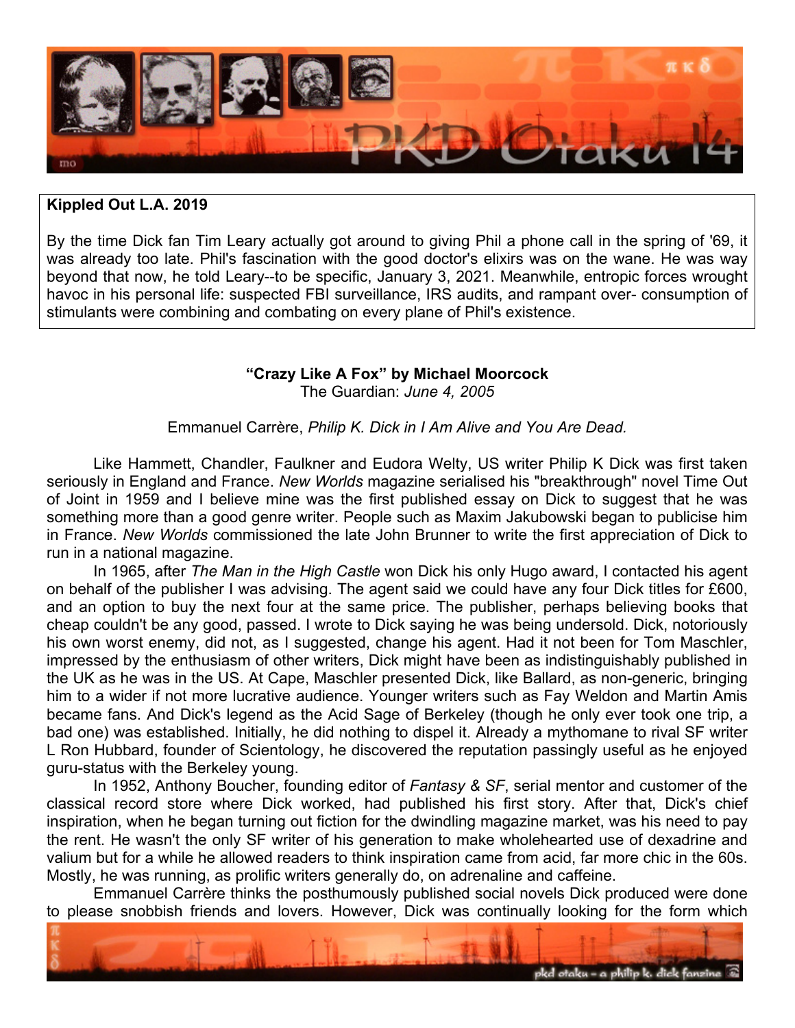**Kippled Out L.A. 2019**

By the time Dick fan Tim Leary actually got around to giving Phil a phone call in the spring of '69, it was already too late. Phil's fascination with the good doctor's elixirs was on the wane. He was way beyond that now, he told Leary--to be specific, January 3, 2021. Meanwhile, entropic forces wrought havoc in his personal life: suspected FBI surveillance, IRS audits, and rampant over- consumption of stimulants were combining and combating on every plane of Phil's existence.

**"Crazy Like A Fox" by Michael Moorcock**
The Guardian: *June 4, 2005*

Emmanuel Carrère, *Philip K. Dick in I Am Alive and You Are Dead.*

Like Hammett, Chandler, Faulkner and Eudora Welty, US writer Philip K Dick was first taken seriously in England and France. *New Worlds* magazine serialised his "breakthrough" novel Time Out of Joint in 1959 and I believe mine was the first published essay on Dick to suggest that he was something more than a good genre writer. People such as Maxim Jakubowski began to publicise him in France. *New Worlds* commissioned the late John Brunner to write the first appreciation of Dick to run in a national magazine.

In 1965, after *The Man in the High Castle* won Dick his only Hugo award, I contacted his agent on behalf of the publisher I was advising. The agent said we could have any four Dick titles for £600, and an option to buy the next four at the same price. The publisher, perhaps believing books that cheap couldn't be any good, passed. I wrote to Dick saying he was being undersold. Dick, notoriously his own worst enemy, did not, as I suggested, change his agent. Had it not been for Tom Maschler, impressed by the enthusiasm of other writers, Dick might have been as indistinguishably published in the UK as he was in the US. At Cape, Maschler presented Dick, like Ballard, as non-generic, bringing him to a wider if not more lucrative audience. Younger writers such as Fay Weldon and Martin Amis became fans. And Dick's legend as the Acid Sage of Berkeley (though he only ever took one trip, a bad one) was established. Initially, he did nothing to dispel it. Already a mythomane to rival SF writer L Ron Hubbard, founder of Scientology, he discovered the reputation passingly useful as he enjoyed guru-status with the Berkeley young.

In 1952, Anthony Boucher, founding editor of *Fantasy & SF*, serial mentor and customer of the classical record store where Dick worked, had published his first story. After that, Dick's chief inspiration, when he began turning out fiction for the dwindling magazine market, was his need to pay the rent. He wasn't the only SF writer of his generation to make wholehearted use of dexadrine and valium but for a while he allowed readers to think inspiration came from acid, far more chic in the 60s. Mostly, he was running, as prolific writers generally do, on adrenaline and caffeine.

Emmanuel Carrère thinks the posthumously published social novels Dick produced were done to please snobbish friends and lovers. However, Dick was continually looking for the form which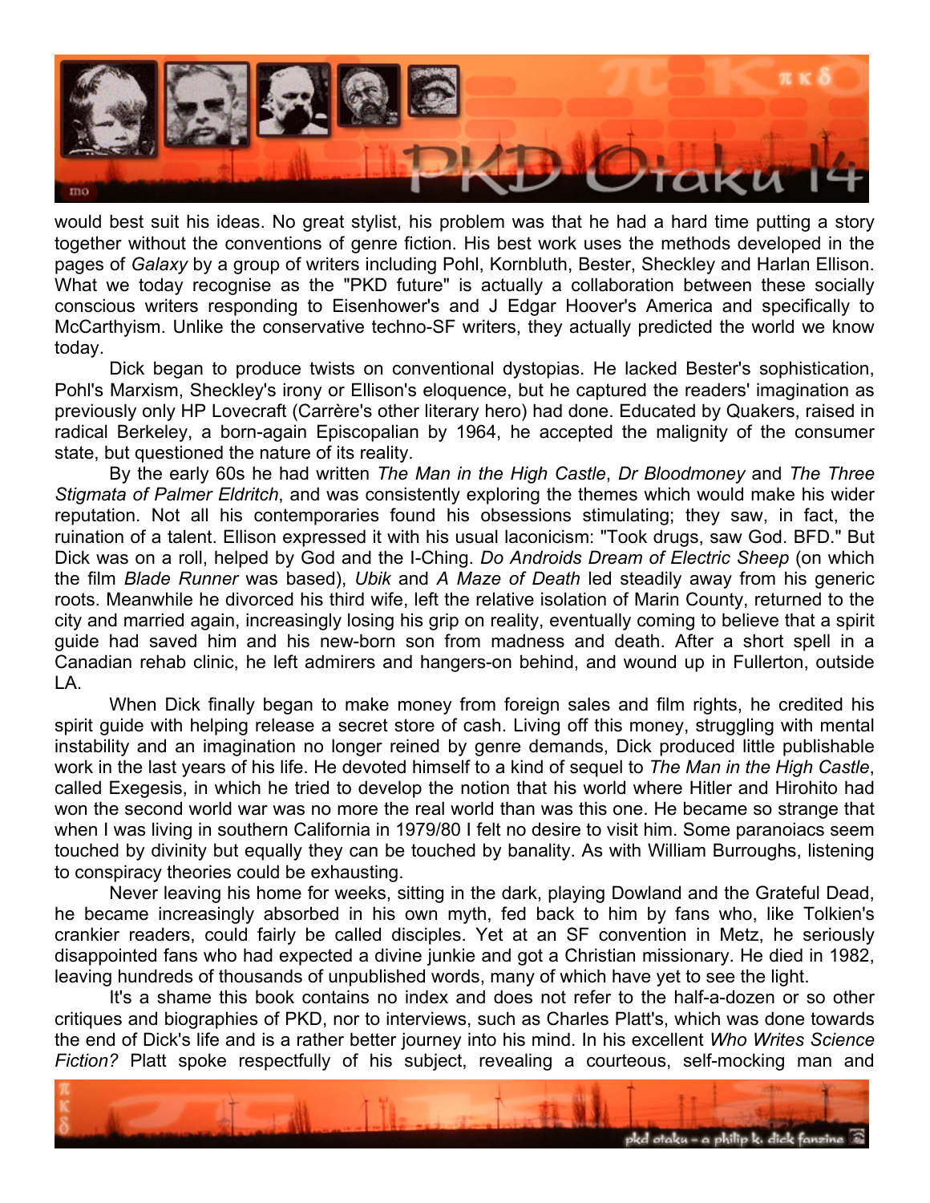would best suit his ideas. No great stylist, his problem was that he had a hard time putting a story together without the conventions of genre fiction. His best work uses the methods developed in the pages of *Galaxy* by a group of writers including Pohl, Kornbluth, Bester, Sheckley and Harlan Ellison. What we today recognise as the "PKD future" is actually a collaboration between these socially conscious writers responding to Eisenhower's and J Edgar Hoover's America and specifically to McCarthyism. Unlike the conservative techno-SF writers, they actually predicted the world we know today.

Dick began to produce twists on conventional dystopias. He lacked Bester's sophistication, Pohl's Marxism, Sheckley's irony or Ellison's eloquence, but he captured the readers' imagination as previously only HP Lovecraft (Carrère's other literary hero) had done. Educated by Quakers, raised in radical Berkeley, a born-again Episcopalian by 1964, he accepted the malignity of the consumer state, but questioned the nature of its reality.

By the early 60s he had written *The Man in the High Castle*, *Dr Bloodmoney* and *The Three Stigmata of Palmer Eldritch*, and was consistently exploring the themes which would make his wider reputation. Not all his contemporaries found his obsessions stimulating; they saw, in fact, the ruination of a talent. Ellison expressed it with his usual laconicism: "Took drugs, saw God. BFD." But Dick was on a roll, helped by God and the I-Ching. *Do Androids Dream of Electric Sheep* (on which the film *Blade Runner* was based), *Ubik* and *A Maze of Death* led steadily away from his generic roots. Meanwhile he divorced his third wife, left the relative isolation of Marin County, returned to the city and married again, increasingly losing his grip on reality, eventually coming to believe that a spirit guide had saved him and his new-born son from madness and death. After a short spell in a Canadian rehab clinic, he left admirers and hangers-on behind, and wound up in Fullerton, outside LA.

When Dick finally began to make money from foreign sales and film rights, he credited his spirit guide with helping release a secret store of cash. Living off this money, struggling with mental instability and an imagination no longer reined by genre demands, Dick produced little publishable work in the last years of his life. He devoted himself to a kind of sequel to *The Man in the High Castle*, called Exegesis, in which he tried to develop the notion that his world where Hitler and Hirohito had won the second world war was no more the real world than was this one. He became so strange that when I was living in southern California in 1979/80 I felt no desire to visit him. Some paranoiacs seem touched by divinity but equally they can be touched by banality. As with William Burroughs, listening to conspiracy theories could be exhausting.

Never leaving his home for weeks, sitting in the dark, playing Dowland and the Grateful Dead, he became increasingly absorbed in his own myth, fed back to him by fans who, like Tolkien's crankier readers, could fairly be called disciples. Yet at an SF convention in Metz, he seriously disappointed fans who had expected a divine junkie and got a Christian missionary. He died in 1982, leaving hundreds of thousands of unpublished words, many of which have yet to see the light.

It's a shame this book contains no index and does not refer to the half-a-dozen or so other critiques and biographies of PKD, nor to interviews, such as Charles Platt's, which was done towards the end of Dick's life and is a rather better journey into his mind. In his excellent *Who Writes Science Fiction?* Platt spoke respectfully of his subject, revealing a courteous, self-mocking man and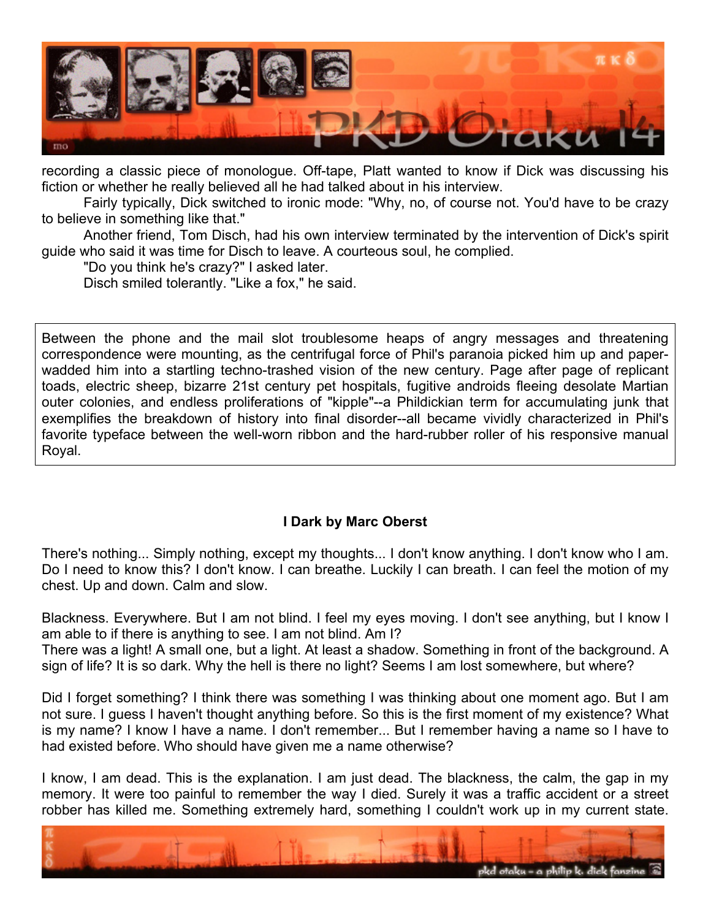recording a classic piece of monologue. Off-tape, Platt wanted to know if Dick was discussing his fiction or whether he really believed all he had talked about in his interview.

Fairly typically, Dick switched to ironic mode: "Why, no, of course not. You'd have to be crazy to believe in something like that."

Another friend, Tom Disch, had his own interview terminated by the intervention of Dick's spirit guide who said it was time for Disch to leave. A courteous soul, he complied.

"Do you think he's crazy?" I asked later.

Disch smiled tolerantly. "Like a fox," he said.

---

Between the phone and the mail slot troublesome heaps of angry messages and threatening correspondence were mounting, as the centrifugal force of Phil's paranoia picked him up and paper-wadded him into a startling techno-trashed vision of the new century. Page after page of replicant toads, electric sheep, bizarre 21st century pet hospitals, fugitive androids fleeing desolate Martian outer colonies, and endless proliferations of "kipple"--a Phildickian term for accumulating junk that exemplifies the breakdown of history into final disorder--all became vividly characterized in Phil's favorite typeface between the well-worn ribbon and the hard-rubber roller of his responsive manual Royal.

---

**I Dark by Marc Oberst**

There's nothing... Simply nothing, except my thoughts... I don't know anything. I don't know who I am. Do I need to know this? I don't know. I can breathe. Luckily I can breath. I can feel the motion of my chest. Up and down. Calm and slow.

Blackness. Everywhere. But I am not blind. I feel my eyes moving. I don't see anything, but I know I am able to if there is anything to see. I am not blind. Am I?
There was a light! A small one, but a light. At least a shadow. Something in front of the background. A sign of life? It is so dark. Why the hell is there no light? Seems I am lost somewhere, but where?

Did I forget something? I think there was something I was thinking about one moment ago. But I am not sure. I guess I haven't thought anything before. So this is the first moment of my existence? What is my name? I know I have a name. I don't remember... But I remember having a name so I have to had existed before. Who should have given me a name otherwise?

I know, I am dead. This is the explanation. I am just dead. The blackness, the calm, the gap in my memory. It were too painful to remember the way I died. Surely it was a traffic accident or a street robber has killed me. Something extremely hard, something I couldn't work up in my current state.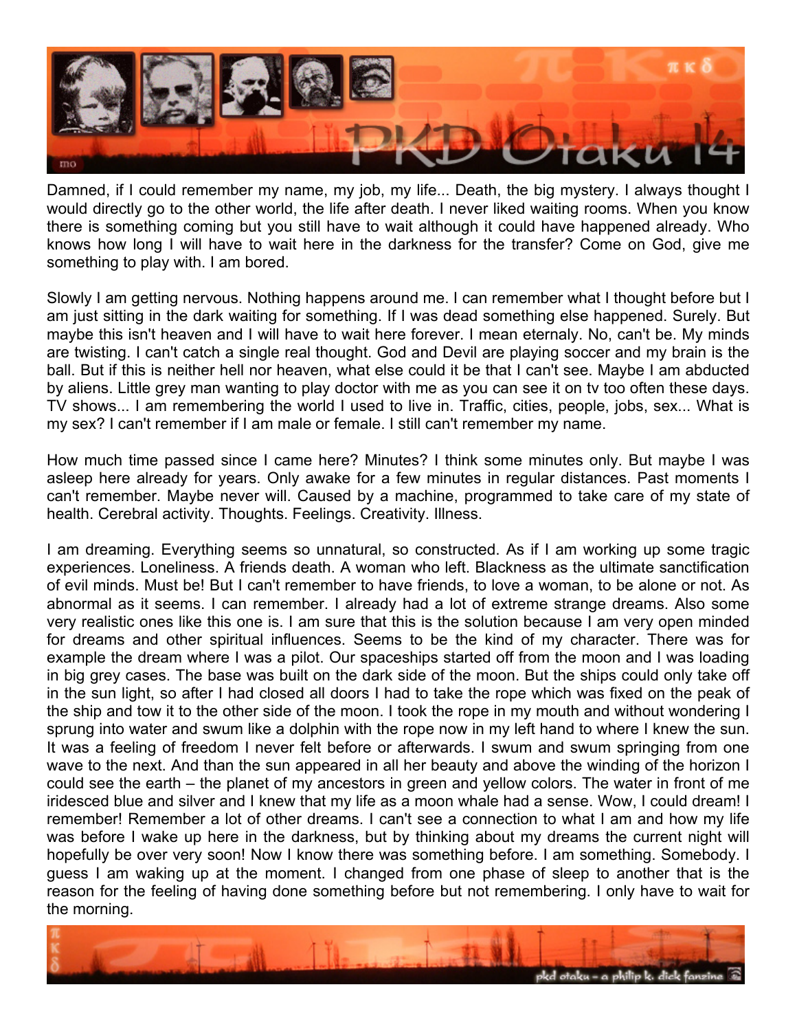Damned, if I could remember my name, my job, my life... Death, the big mystery. I always thought I would directly go to the other world, the life after death. I never liked waiting rooms. When you know there is something coming but you still have to wait although it could have happened already. Who knows how long I will have to wait here in the darkness for the transfer? Come on God, give me something to play with. I am bored.

Slowly I am getting nervous. Nothing happens around me. I can remember what I thought before but I am just sitting in the dark waiting for something. If I was dead something else happened. Surely. But maybe this isn't heaven and I will have to wait here forever. I mean eternaly. No, can't be. My minds are twisting. I can't catch a single real thought. God and Devil are playing soccer and my brain is the ball. But if this is neither hell nor heaven, what else could it be that I can't see. Maybe I am abducted by aliens. Little grey man wanting to play doctor with me as you can see it on tv too often these days. TV shows... I am remembering the world I used to live in. Traffic, cities, people, jobs, sex... What is my sex? I can't remember if I am male or female. I still can't remember my name.

How much time passed since I came here? Minutes? I think some minutes only. But maybe I was asleep here already for years. Only awake for a few minutes in regular distances. Past moments I can't remember. Maybe never will. Caused by a machine, programmed to take care of my state of health. Cerebral activity. Thoughts. Feelings. Creativity. Illness.

I am dreaming. Everything seems so unnatural, so constructed. As if I am working up some tragic experiences. Loneliness. A friends death. A woman who left. Blackness as the ultimate sanctification of evil minds. Must be! But I can't remember to have friends, to love a woman, to be alone or not. As abnormal as it seems. I can remember. I already had a lot of extreme strange dreams. Also some very realistic ones like this one is. I am sure that this is the solution because I am very open minded for dreams and other spiritual influences. Seems to be the kind of my character. There was for example the dream where I was a pilot. Our spaceships started off from the moon and I was loading in big grey cases. The base was built on the dark side of the moon. But the ships could only take off in the sun light, so after I had closed all doors I had to take the rope which was fixed on the peak of the ship and tow it to the other side of the moon. I took the rope in my mouth and without wondering I sprung into water and swum like a dolphin with the rope now in my left hand to where I knew the sun. It was a feeling of freedom I never felt before or afterwards. I swum and swum springing from one wave to the next. And than the sun appeared in all her beauty and above the winding of the horizon I could see the earth – the planet of my ancestors in green and yellow colors. The water in front of me iridesced blue and silver and I knew that my life as a moon whale had a sense. Wow, I could dream! I remember! Remember a lot of other dreams. I can't see a connection to what I am and how my life was before I wake up here in the darkness, but by thinking about my dreams the current night will hopefully be over very soon! Now I know there was something before. I am something. Somebody. I guess I am waking up at the moment. I changed from one phase of sleep to another that is the reason for the feeling of having done something before but not remembering. I only have to wait for the morning.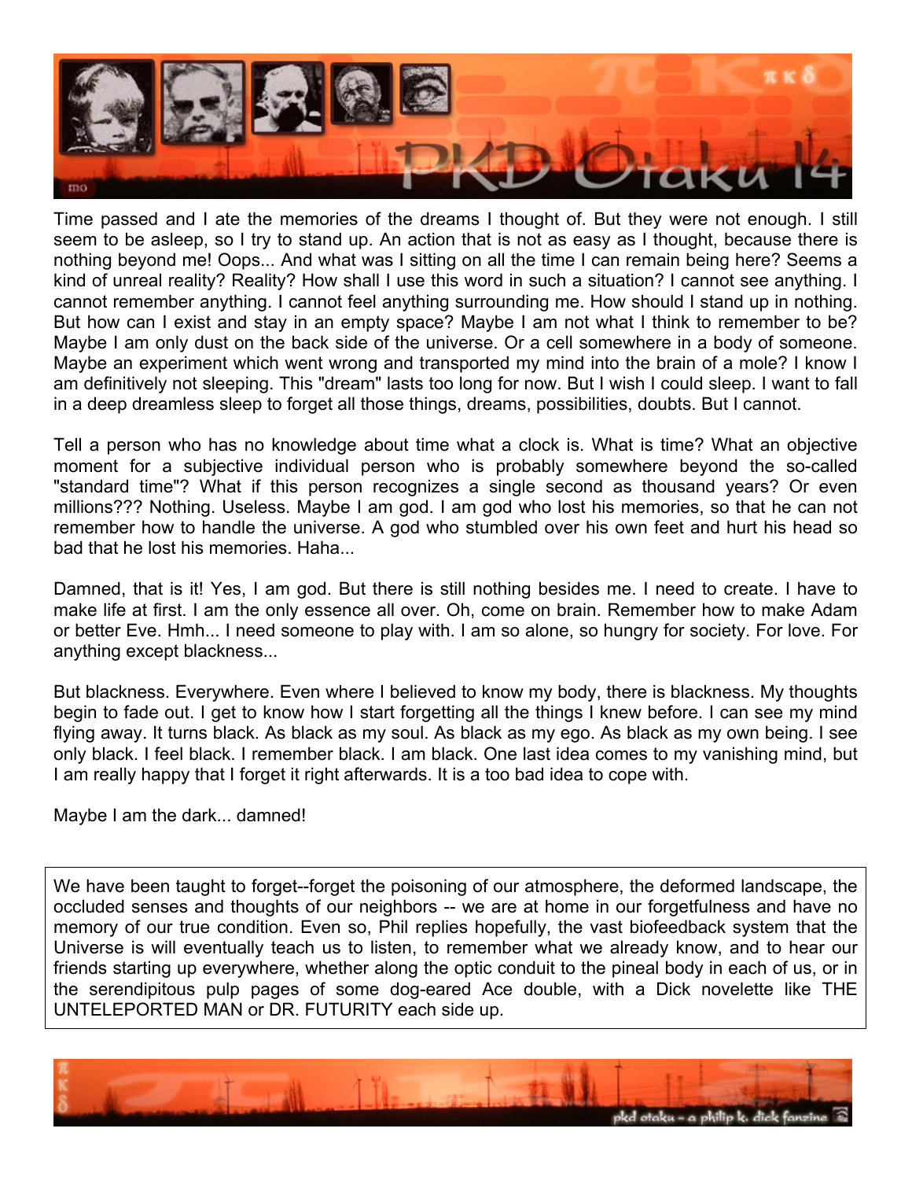Time passed and I ate the memories of the dreams I thought of. But they were not enough. I still seem to be asleep, so I try to stand up. An action that is not as easy as I thought, because there is nothing beyond me! Oops... And what was I sitting on all the time I can remain being here? Seems a kind of unreal reality? Reality? How shall I use this word in such a situation? I cannot see anything. I cannot remember anything. I cannot feel anything surrounding me. How should I stand up in nothing. But how can I exist and stay in an empty space? Maybe I am not what I think to remember to be? Maybe I am only dust on the back side of the universe. Or a cell somewhere in a body of someone. Maybe an experiment which went wrong and transported my mind into the brain of a mole? I know I am definitively not sleeping. This "dream" lasts too long for now. But I wish I could sleep. I want to fall in a deep dreamless sleep to forget all those things, dreams, possibilities, doubts. But I cannot.

Tell a person who has no knowledge about time what a clock is. What is time? What an objective moment for a subjective individual person who is probably somewhere beyond the so-called "standard time"? What if this person recognizes a single second as thousand years? Or even millions??? Nothing. Useless. Maybe I am god. I am god who lost his memories, so that he can not remember how to handle the universe. A god who stumbled over his own feet and hurt his head so bad that he lost his memories. Haha...

Damned, that is it! Yes, I am god. But there is still nothing besides me. I need to create. I have to make life at first. I am the only essence all over. Oh, come on brain. Remember how to make Adam or better Eve. Hmh... I need someone to play with. I am so alone, so hungry for society. For love. For anything except blackness...

But blackness. Everywhere. Even where I believed to know my body, there is blackness. My thoughts begin to fade out. I get to know how I start forgetting all the things I knew before. I can see my mind flying away. It turns black. As black as my soul. As black as my ego. As black as my own being. I see only black. I feel black. I remember black. I am black. One last idea comes to my vanishing mind, but I am really happy that I forget it right afterwards. It is a too bad idea to cope with.

Maybe I am the dark... damned!

---

We have been taught to forget--forget the poisoning of our atmosphere, the deformed landscape, the occluded senses and thoughts of our neighbors -- we are at home in our forgetfulness and have no memory of our true condition. Even so, Phil replies hopefully, the vast biofeedback system that the Universe is will eventually teach us to listen, to remember what we already know, and to hear our friends starting up everywhere, whether along the optic conduit to the pineal body in each of us, or in the serendipitous pulp pages of some dog-eared Ace double, with a Dick novelette like THE UNTELEPORTED MAN or DR. FUTURITY each side up.